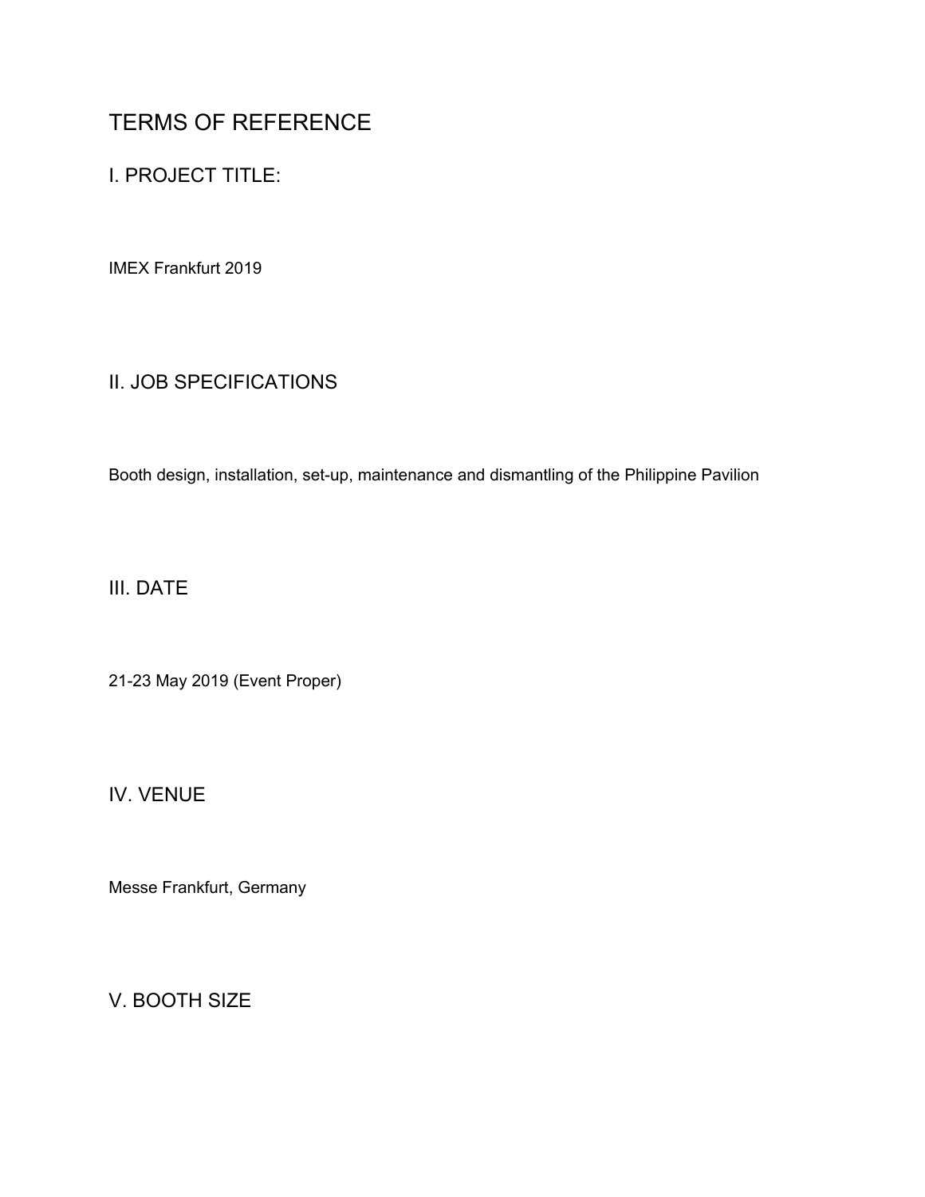# TERMS OF REFERENCE

## I. PROJECT TITLE:

IMEX Frankfurt 2019

## II. JOB SPECIFICATIONS

Booth design, installation, set-up, maintenance and dismantling of the Philippine Pavilion

## III. DATE

21-23 May 2019 (Event Proper)

## IV. VENUE

Messe Frankfurt, Germany

## V. BOOTH SIZE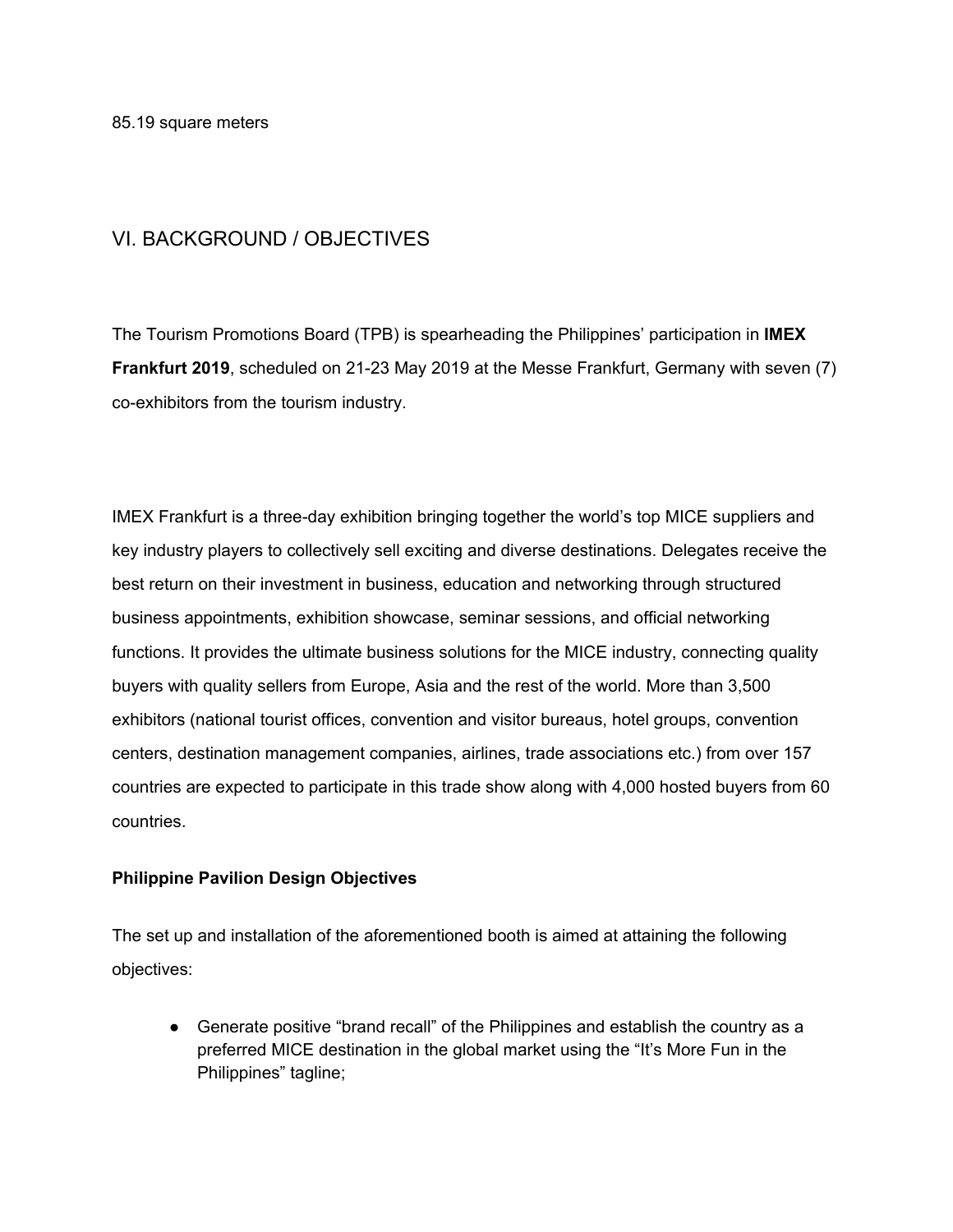85.19 square meters

## VI. BACKGROUND / OBJECTIVES

The Tourism Promotions Board (TPB) is spearheading the Philippines' participation in **IMEX Frankfurt 2019**, scheduled on 21-23 May 2019 at the Messe Frankfurt, Germany with seven (7) co-exhibitors from the tourism industry.

IMEX Frankfurt is a three-day exhibition bringing together the world's top MICE suppliers and key industry players to collectively sell exciting and diverse destinations. Delegates receive the best return on their investment in business, education and networking through structured business appointments, exhibition showcase, seminar sessions, and official networking functions. It provides the ultimate business solutions for the MICE industry, connecting quality buyers with quality sellers from Europe, Asia and the rest of the world. More than 3,500 exhibitors (national tourist offices, convention and visitor bureaus, hotel groups, convention centers, destination management companies, airlines, trade associations etc.) from over 157 countries are expected to participate in this trade show along with 4,000 hosted buyers from 60 countries.

**Philippine Pavilion Design Objectives**

The set up and installation of the aforementioned booth is aimed at attaining the following objectives:

- Generate positive "brand recall" of the Philippines and establish the country as a preferred MICE destination in the global market using the "It's More Fun in the Philippines" tagline;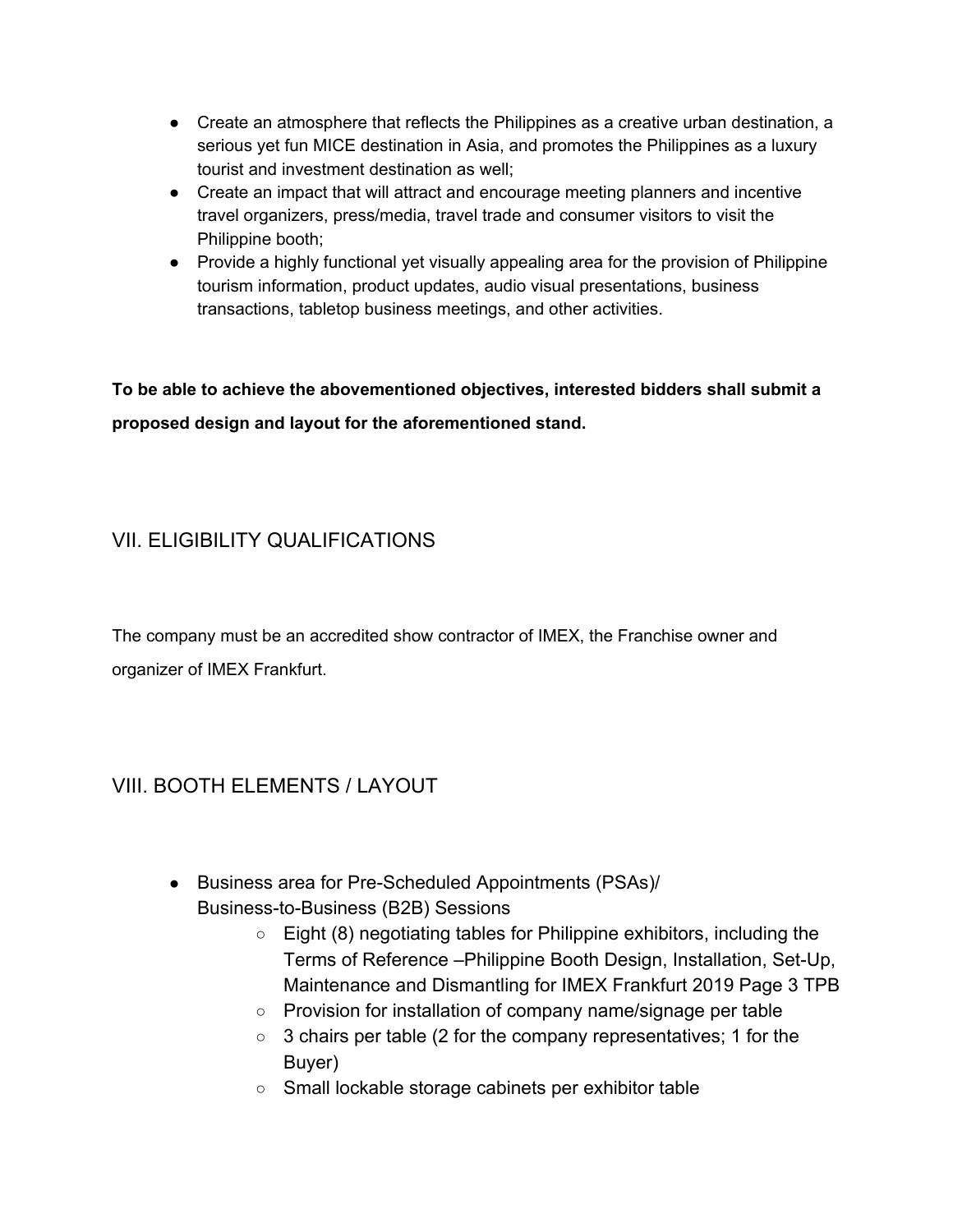- Create an atmosphere that reflects the Philippines as a creative urban destination, a serious yet fun MICE destination in Asia, and promotes the Philippines as a luxury tourist and investment destination as well;
- Create an impact that will attract and encourage meeting planners and incentive travel organizers, press/media, travel trade and consumer visitors to visit the Philippine booth;
- Provide a highly functional yet visually appealing area for the provision of Philippine tourism information, product updates, audio visual presentations, business transactions, tabletop business meetings, and other activities.

**To be able to achieve the abovementioned objectives, interested bidders shall submit a proposed design and layout for the aforementioned stand.**

## VII. ELIGIBILITY QUALIFICATIONS

The company must be an accredited show contractor of IMEX, the Franchise owner and organizer of IMEX Frankfurt.

## VIII. BOOTH ELEMENTS / LAYOUT

- Business area for Pre-Scheduled Appointments (PSAs)/ Business-to-Business (B2B) Sessions
    - Eight (8) negotiating tables for Philippine exhibitors, including the Terms of Reference –Philippine Booth Design, Installation, Set-Up, Maintenance and Dismantling for IMEX Frankfurt 2019 Page 3 TPB
    - Provision for installation of company name/signage per table
    - 3 chairs per table (2 for the company representatives; 1 for the Buyer)
    - Small lockable storage cabinets per exhibitor table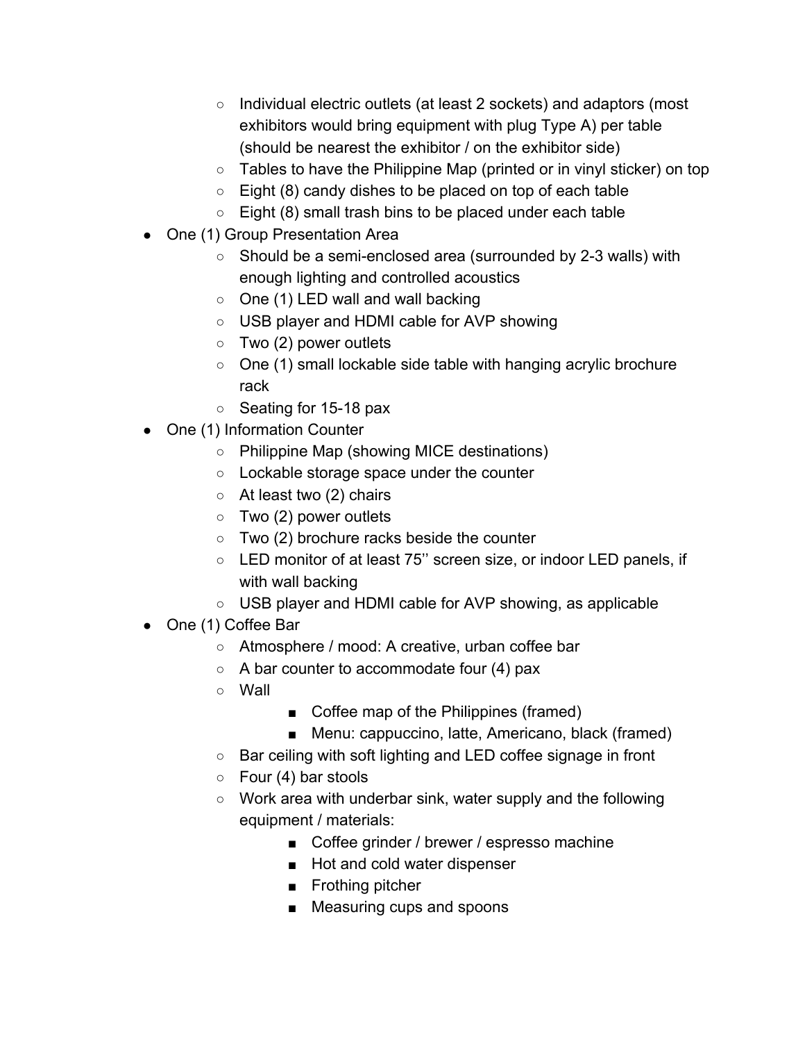- Individual electric outlets (at least 2 sockets) and adaptors (most exhibitors would bring equipment with plug Type A) per table (should be nearest the exhibitor / on the exhibitor side)
  - Tables to have the Philippine Map (printed or in vinyl sticker) on top
  - Eight (8) candy dishes to be placed on top of each table
  - Eight (8) small trash bins to be placed under each table
- One (1) Group Presentation Area
  - Should be a semi-enclosed area (surrounded by 2-3 walls) with enough lighting and controlled acoustics
  - One (1) LED wall and wall backing
  - USB player and HDMI cable for AVP showing
  - Two (2) power outlets
  - One (1) small lockable side table with hanging acrylic brochure rack
  - Seating for 15-18 pax
- One (1) Information Counter
  - Philippine Map (showing MICE destinations)
  - Lockable storage space under the counter
  - At least two (2) chairs
  - Two (2) power outlets
  - Two (2) brochure racks beside the counter
  - LED monitor of at least 75'' screen size, or indoor LED panels, if with wall backing
  - USB player and HDMI cable for AVP showing, as applicable
- One (1) Coffee Bar
  - Atmosphere / mood: A creative, urban coffee bar
  - A bar counter to accommodate four (4) pax
  - Wall
    - Coffee map of the Philippines (framed)
    - Menu: cappuccino, latte, Americano, black (framed)
  - Bar ceiling with soft lighting and LED coffee signage in front
  - Four (4) bar stools
  - Work area with underbar sink, water supply and the following equipment / materials:
    - Coffee grinder / brewer / espresso machine
    - Hot and cold water dispenser
    - Frothing pitcher
    - Measuring cups and spoons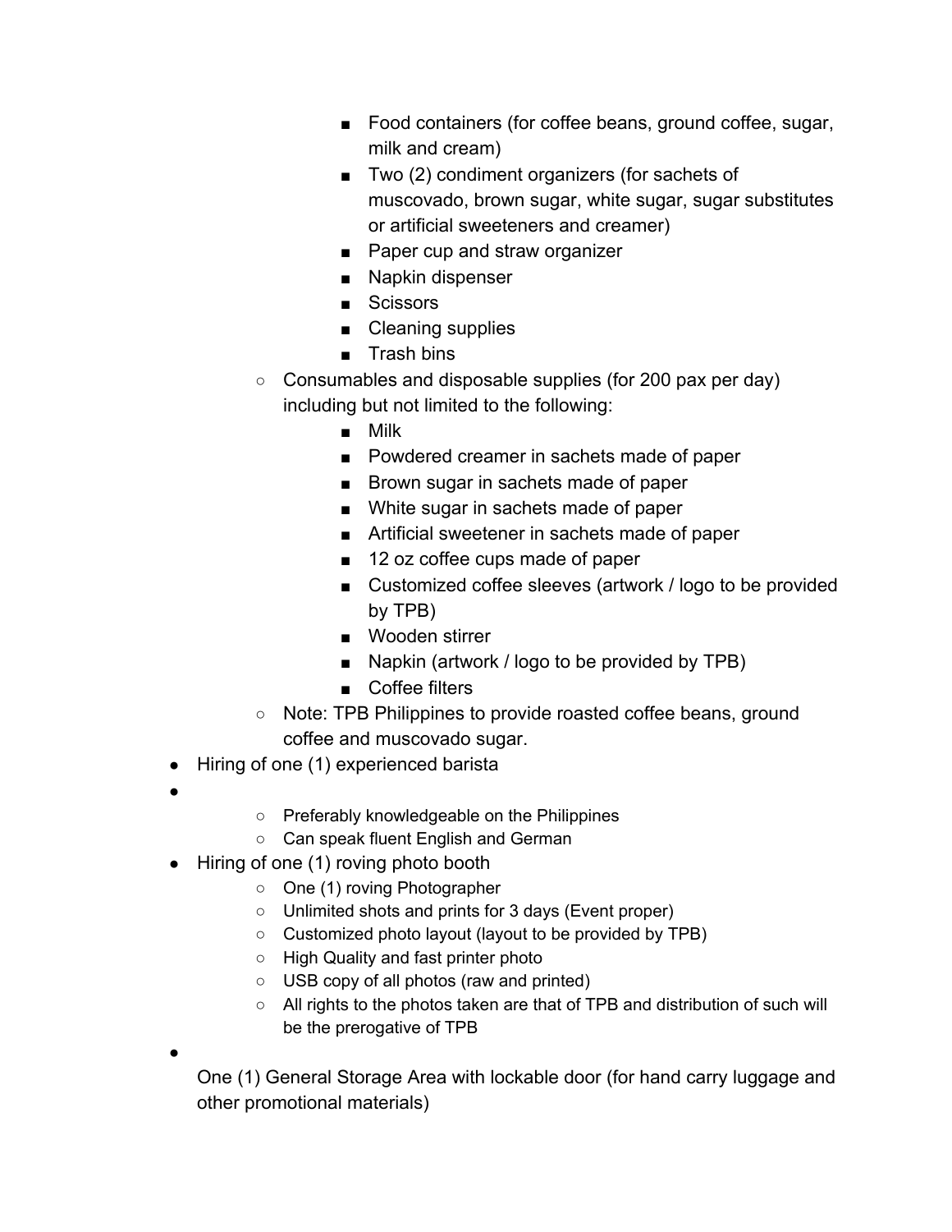- Food containers (for coffee beans, ground coffee, sugar, milk and cream)
        - Two (2) condiment organizers (for sachets of muscovado, brown sugar, white sugar, sugar substitutes or artificial sweeteners and creamer)
        - Paper cup and straw organizer
        - Napkin dispenser
        - Scissors
        - Cleaning supplies
        - Trash bins
    - Consumables and disposable supplies (for 200 pax per day) including but not limited to the following:
        - Milk
        - Powdered creamer in sachets made of paper
        - Brown sugar in sachets made of paper
        - White sugar in sachets made of paper
        - Artificial sweetener in sachets made of paper
        - 12 oz coffee cups made of paper
        - Customized coffee sleeves (artwork / logo to be provided by TPB)
        - Wooden stirrer
        - Napkin (artwork / logo to be provided by TPB)
        - Coffee filters
    - Note: TPB Philippines to provide roasted coffee beans, ground coffee and muscovado sugar.
- Hiring of one (1) experienced barista
- 
    - Preferably knowledgeable on the Philippines
    - Can speak fluent English and German
- Hiring of one (1) roving photo booth
    - One (1) roving Photographer
    - Unlimited shots and prints for 3 days (Event proper)
    - Customized photo layout (layout to be provided by TPB)
    - High Quality and fast printer photo
    - USB copy of all photos (raw and printed)
    - All rights to the photos taken are that of TPB and distribution of such will be the prerogative of TPB
- One (1) General Storage Area with lockable door (for hand carry luggage and other promotional materials)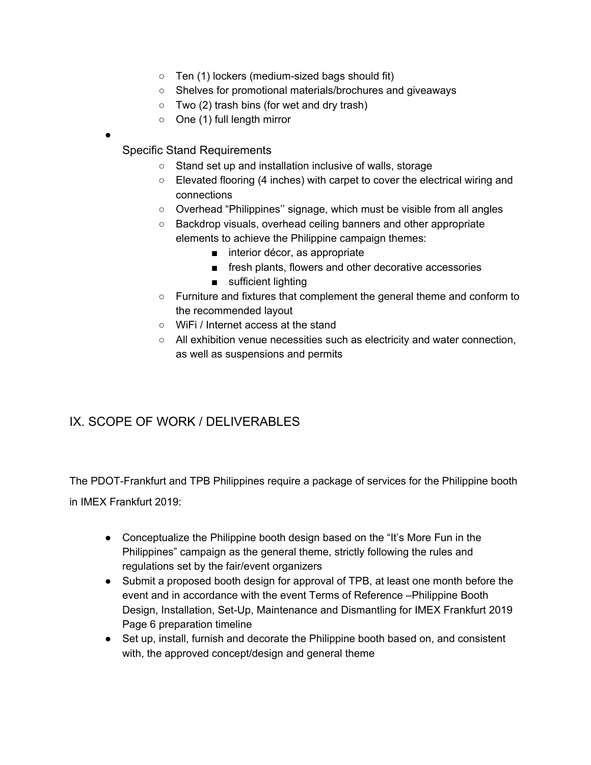- Ten (1) lockers (medium-sized bags should fit)
    - Shelves for promotional materials/brochures and giveaways
    - Two (2) trash bins (for wet and dry trash)
    - One (1) full length mirror

- Specific Stand Requirements
    - Stand set up and installation inclusive of walls, storage
    - Elevated flooring (4 inches) with carpet to cover the electrical wiring and connections
    - Overhead "Philippines'' signage, which must be visible from all angles
    - Backdrop visuals, overhead ceiling banners and other appropriate elements to achieve the Philippine campaign themes:
        - interior décor, as appropriate
        - fresh plants, flowers and other decorative accessories
        - sufficient lighting
    - Furniture and fixtures that complement the general theme and conform to the recommended layout
    - WiFi / Internet access at the stand
    - All exhibition venue necessities such as electricity and water connection, as well as suspensions and permits

## IX. SCOPE OF WORK / DELIVERABLES

The PDOT-Frankfurt and TPB Philippines require a package of services for the Philippine booth in IMEX Frankfurt 2019:

- Conceptualize the Philippine booth design based on the "It's More Fun in the Philippines" campaign as the general theme, strictly following the rules and regulations set by the fair/event organizers
- Submit a proposed booth design for approval of TPB, at least one month before the event and in accordance with the event Terms of Reference –Philippine Booth Design, Installation, Set-Up, Maintenance and Dismantling for IMEX Frankfurt 2019 Page 6 preparation timeline
- Set up, install, furnish and decorate the Philippine booth based on, and consistent with, the approved concept/design and general theme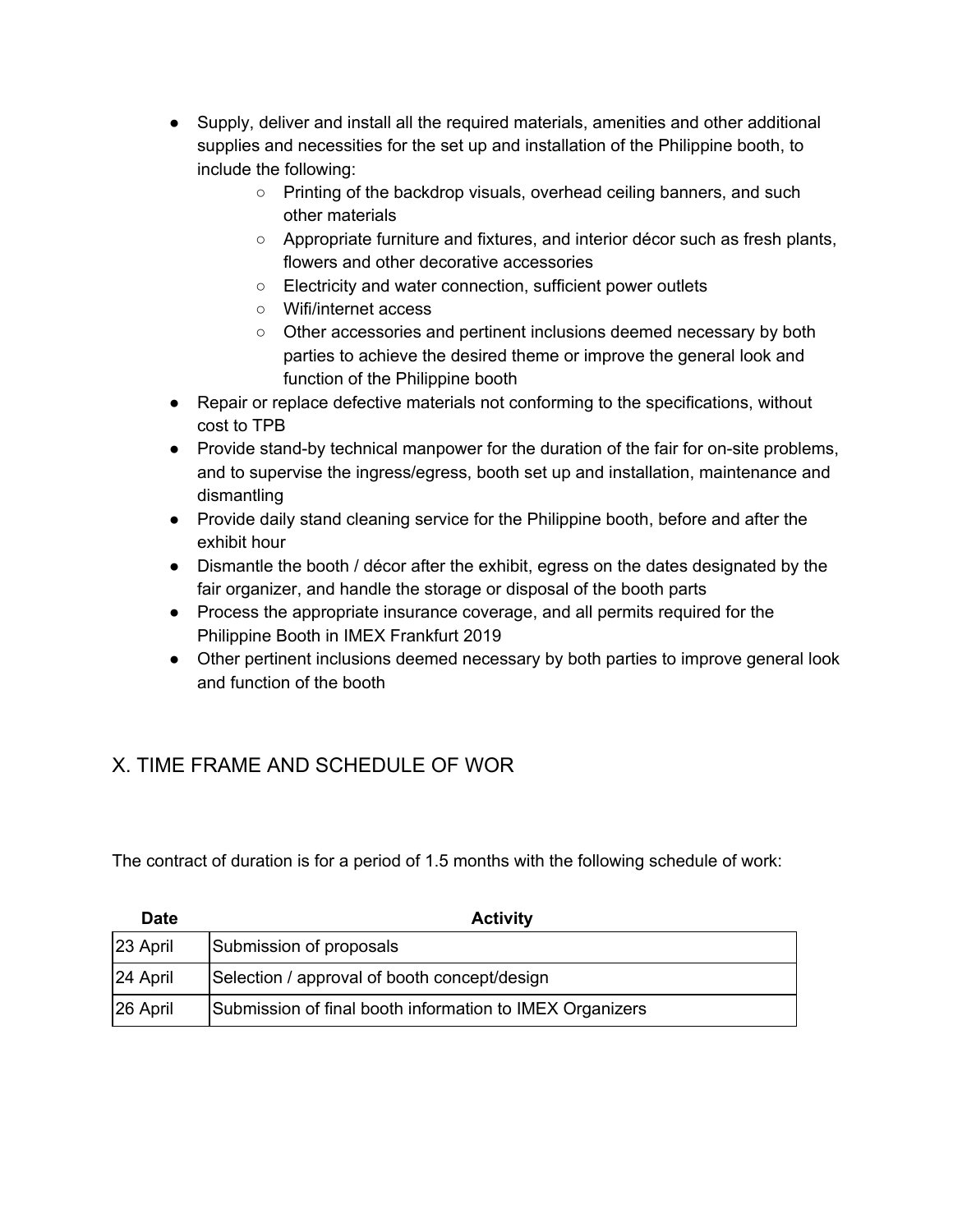- Supply, deliver and install all the required materials, amenities and other additional supplies and necessities for the set up and installation of the Philippine booth, to include the following:
  - Printing of the backdrop visuals, overhead ceiling banners, and such other materials
  - Appropriate furniture and fixtures, and interior décor such as fresh plants, flowers and other decorative accessories
  - Electricity and water connection, sufficient power outlets
  - Wifi/internet access
  - Other accessories and pertinent inclusions deemed necessary by both parties to achieve the desired theme or improve the general look and function of the Philippine booth
- Repair or replace defective materials not conforming to the specifications, without cost to TPB
- Provide stand-by technical manpower for the duration of the fair for on-site problems, and to supervise the ingress/egress, booth set up and installation, maintenance and dismantling
- Provide daily stand cleaning service for the Philippine booth, before and after the exhibit hour
- Dismantle the booth / décor after the exhibit, egress on the dates designated by the fair organizer, and handle the storage or disposal of the booth parts
- Process the appropriate insurance coverage, and all permits required for the Philippine Booth in IMEX Frankfurt 2019
- Other pertinent inclusions deemed necessary by both parties to improve general look and function of the booth

## X. TIME FRAME AND SCHEDULE OF WOR

The contract of duration is for a period of 1.5 months with the following schedule of work:

| Date | Activity |
|---|---|
| 23 April | Submission of proposals |
| 24 April | Selection / approval of booth concept/design |
| 26 April | Submission of final booth information to IMEX Organizers |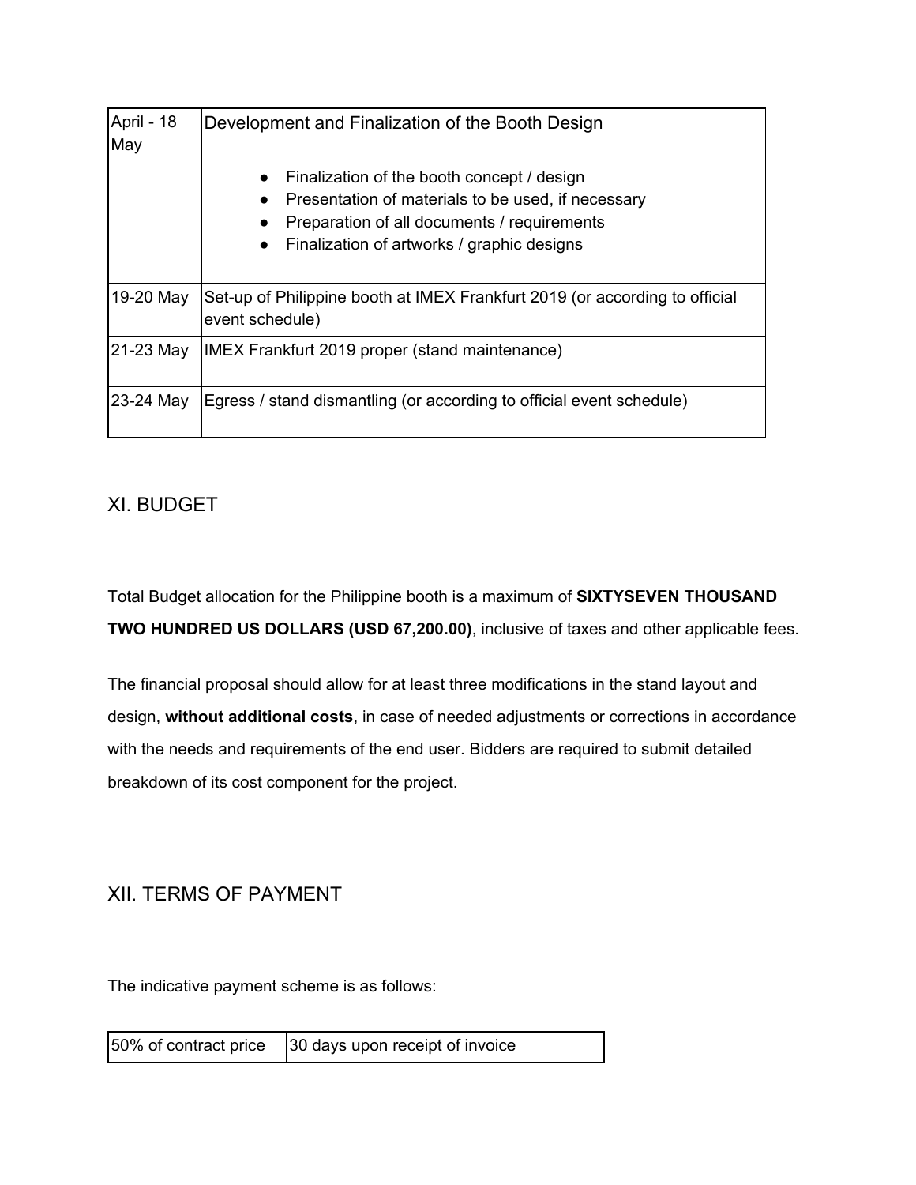| April - 18 May | Development and Finalization of the Booth Design<br><br>• Finalization of the booth concept / design<br>• Presentation of materials to be used, if necessary<br>• Preparation of all documents / requirements<br>• Finalization of artworks / graphic designs |
|---|---|
| 19-20 May | Set-up of Philippine booth at IMEX Frankfurt 2019 (or according to official event schedule) |
| 21-23 May | IMEX Frankfurt 2019 proper (stand maintenance) |
| 23-24 May | Egress / stand dismantling (or according to official event schedule) |

## XI. BUDGET

Total Budget allocation for the Philippine booth is a maximum of **SIXTYSEVEN THOUSAND TWO HUNDRED US DOLLARS (USD 67,200.00)**, inclusive of taxes and other applicable fees.

The financial proposal should allow for at least three modifications in the stand layout and design, **without additional costs**, in case of needed adjustments or corrections in accordance with the needs and requirements of the end user. Bidders are required to submit detailed breakdown of its cost component for the project.

## XII. TERMS OF PAYMENT

The indicative payment scheme is as follows:

| 50% of contract price | 30 days upon receipt of invoice |
|---|---|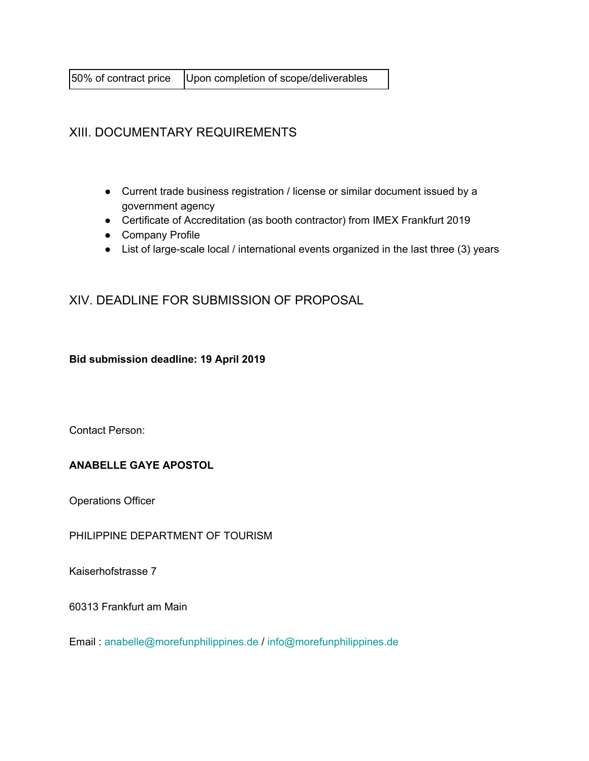| 50% of contract price | Upon completion of scope/deliverables |
|---|---|

## XIII. DOCUMENTARY REQUIREMENTS

- Current trade business registration / license or similar document issued by a government agency
- Certificate of Accreditation (as booth contractor) from IMEX Frankfurt 2019
- Company Profile
- List of large-scale local / international events organized in the last three (3) years

## XIV. DEADLINE FOR SUBMISSION OF PROPOSAL

**Bid submission deadline: 19 April 2019**

Contact Person:

**ANABELLE GAYE APOSTOL**

Operations Officer

PHILIPPINE DEPARTMENT OF TOURISM

Kaiserhofstrasse 7

60313 Frankfurt am Main

Email : anabelle@morefunphilippines.de / info@morefunphilippines.de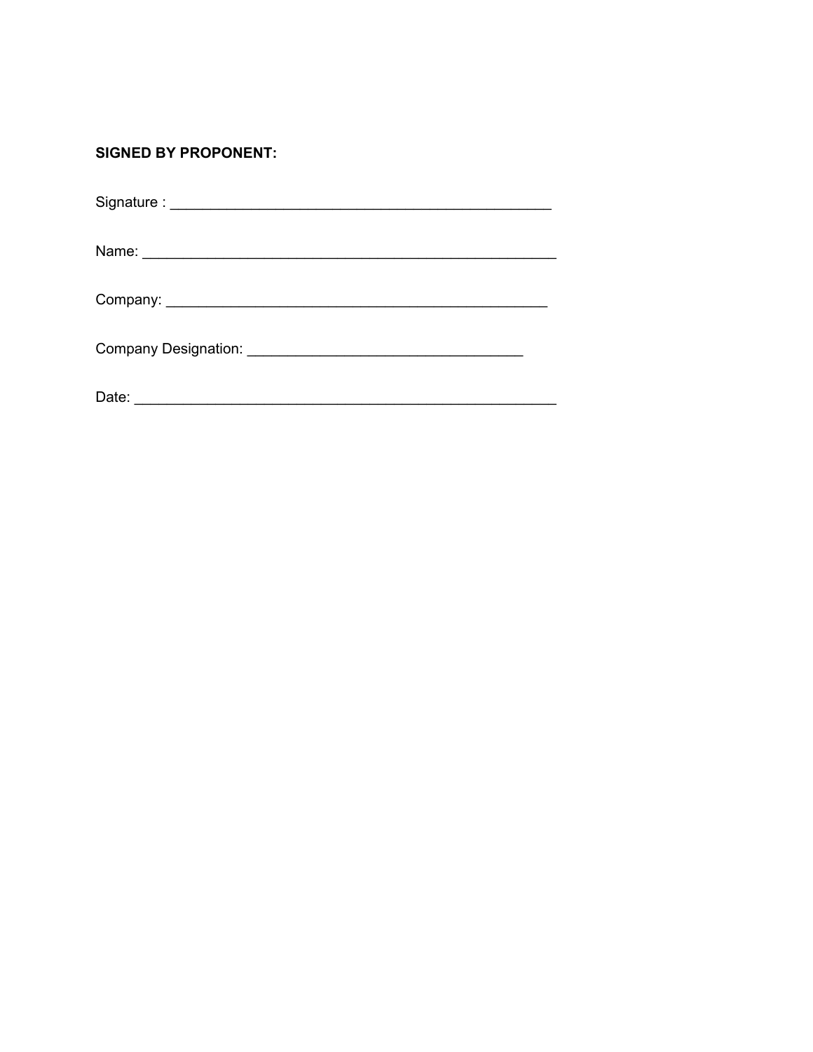**SIGNED BY PROPONENT:**

Signature : ________________________________________________

Name: ____________________________________________________

Company: _______________________________________________

Company Designation: __________________________________

Date: ____________________________________________________